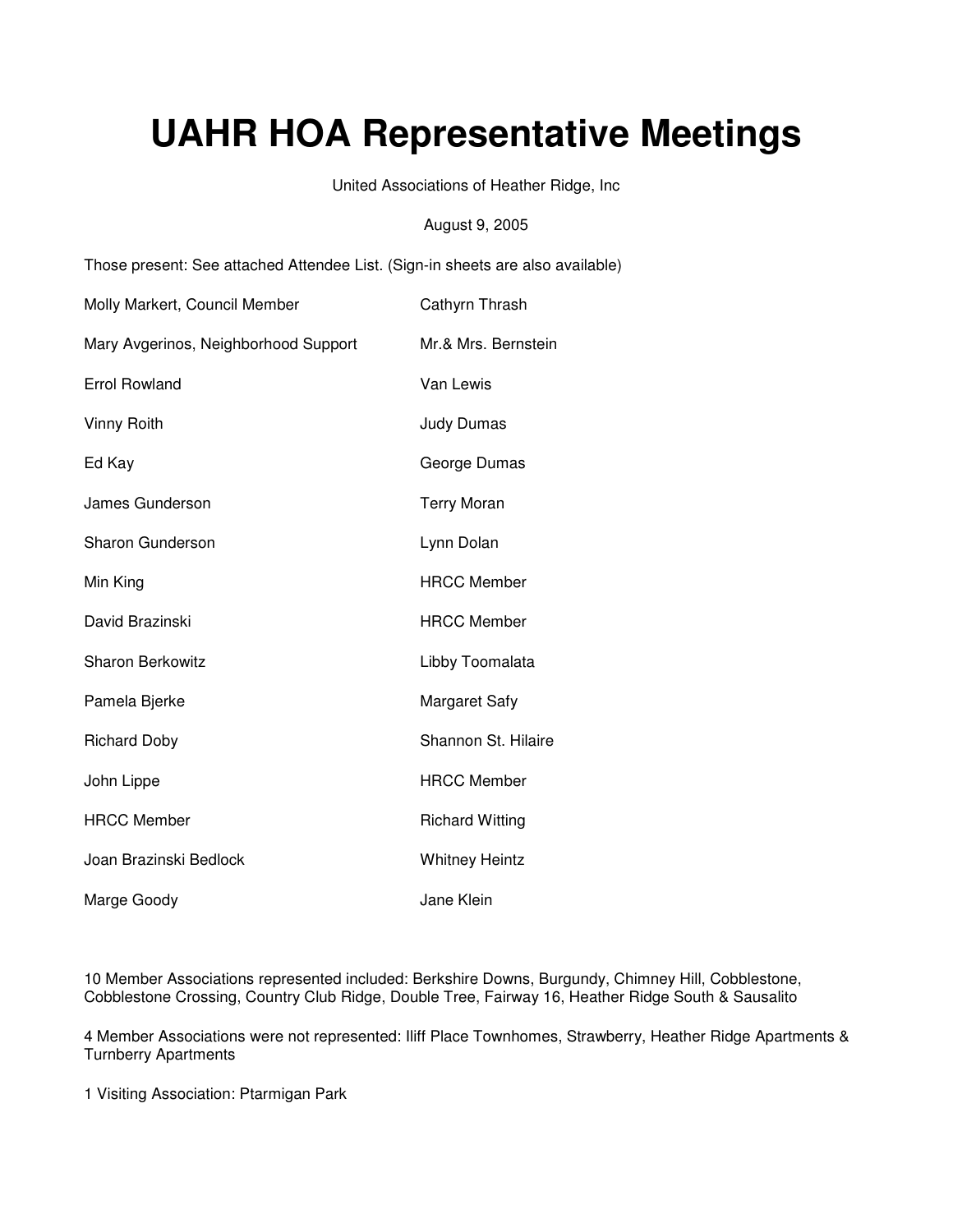# UAHR HOA Representative Meetings

United Associations of Heather Ridge, Inc

August 9, 2005

Those present: See attached Attendee List. (Sign-in sheets are also available)

| | |
|---|---|
| Molly Markert, Council Member | Cathyrn Thrash |
| Mary Avgerinos, Neighborhood Support | Mr.& Mrs. Bernstein |
| Errol Rowland | Van Lewis |
| Vinny Roith | Judy Dumas |
| Ed Kay | George Dumas |
| James Gunderson | Terry Moran |
| Sharon Gunderson | Lynn Dolan |
| Min King | HRCC Member |
| David Brazinski | HRCC Member |
| Sharon Berkowitz | Libby Toomalata |
| Pamela Bjerke | Margaret Safy |
| Richard Doby | Shannon St. Hilaire |
| John Lippe | HRCC Member |
| HRCC Member | Richard Witting |
| Joan Brazinski Bedlock | Whitney Heintz |
| Marge Goody | Jane Klein |

10 Member Associations represented included: Berkshire Downs, Burgundy, Chimney Hill, Cobblestone, Cobblestone Crossing, Country Club Ridge, Double Tree, Fairway 16, Heather Ridge South & Sausalito

4 Member Associations were not represented: Iliff Place Townhomes, Strawberry, Heather Ridge Apartments & Turnberry Apartments

1 Visiting Association: Ptarmigan Park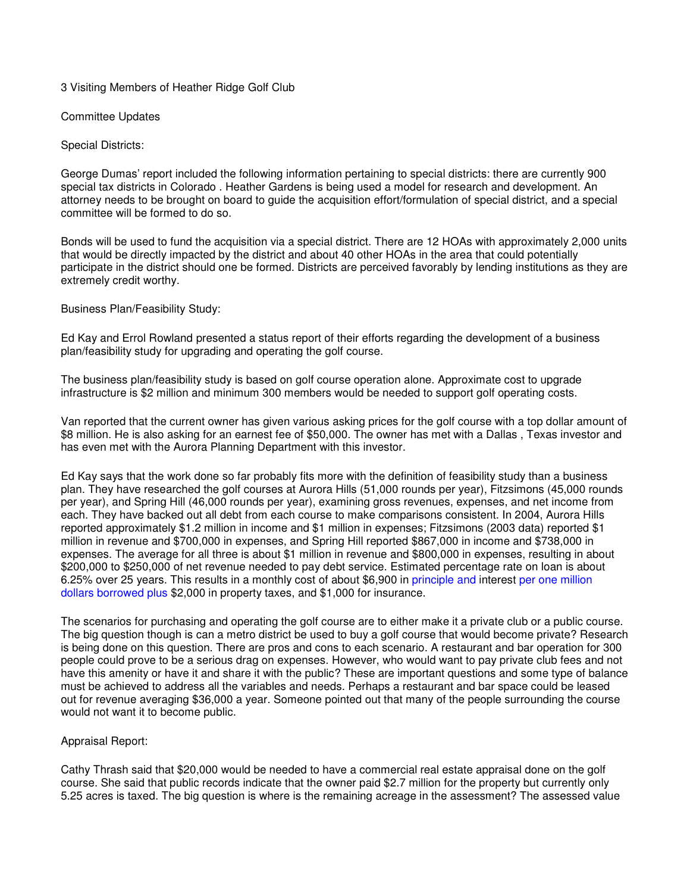3 Visiting Members of Heather Ridge Golf Club

Committee Updates

Special Districts:

George Dumas' report included the following information pertaining to special districts: there are currently 900 special tax districts in Colorado . Heather Gardens is being used a model for research and development. An attorney needs to be brought on board to guide the acquisition effort/formulation of special district, and a special committee will be formed to do so.

Bonds will be used to fund the acquisition via a special district. There are 12 HOAs with approximately 2,000 units that would be directly impacted by the district and about 40 other HOAs in the area that could potentially participate in the district should one be formed. Districts are perceived favorably by lending institutions as they are extremely credit worthy.

Business Plan/Feasibility Study:

Ed Kay and Errol Rowland presented a status report of their efforts regarding the development of a business plan/feasibility study for upgrading and operating the golf course.

The business plan/feasibility study is based on golf course operation alone. Approximate cost to upgrade infrastructure is $2 million and minimum 300 members would be needed to support golf operating costs.

Van reported that the current owner has given various asking prices for the golf course with a top dollar amount of $8 million. He is also asking for an earnest fee of $50,000. The owner has met with a Dallas , Texas investor and has even met with the Aurora Planning Department with this investor.

Ed Kay says that the work done so far probably fits more with the definition of feasibility study than a business plan. They have researched the golf courses at Aurora Hills (51,000 rounds per year), Fitzsimons (45,000 rounds per year), and Spring Hill (46,000 rounds per year), examining gross revenues, expenses, and net income from each. They have backed out all debt from each course to make comparisons consistent. In 2004, Aurora Hills reported approximately $1.2 million in income and $1 million in expenses; Fitzsimons (2003 data) reported $1 million in revenue and $700,000 in expenses, and Spring Hill reported $867,000 in income and $738,000 in expenses. The average for all three is about $1 million in revenue and $800,000 in expenses, resulting in about $200,000 to $250,000 of net revenue needed to pay debt service. Estimated percentage rate on loan is about 6.25% over 25 years. This results in a monthly cost of about $6,900 in principle and interest per one million dollars borrowed plus $2,000 in property taxes, and $1,000 for insurance.

The scenarios for purchasing and operating the golf course are to either make it a private club or a public course. The big question though is can a metro district be used to buy a golf course that would become private? Research is being done on this question. There are pros and cons to each scenario. A restaurant and bar operation for 300 people could prove to be a serious drag on expenses. However, who would want to pay private club fees and not have this amenity or have it and share it with the public? These are important questions and some type of balance must be achieved to address all the variables and needs. Perhaps a restaurant and bar space could be leased out for revenue averaging $36,000 a year. Someone pointed out that many of the people surrounding the course would not want it to become public.

Appraisal Report:

Cathy Thrash said that $20,000 would be needed to have a commercial real estate appraisal done on the golf course. She said that public records indicate that the owner paid $2.7 million for the property but currently only 5.25 acres is taxed. The big question is where is the remaining acreage in the assessment? The assessed value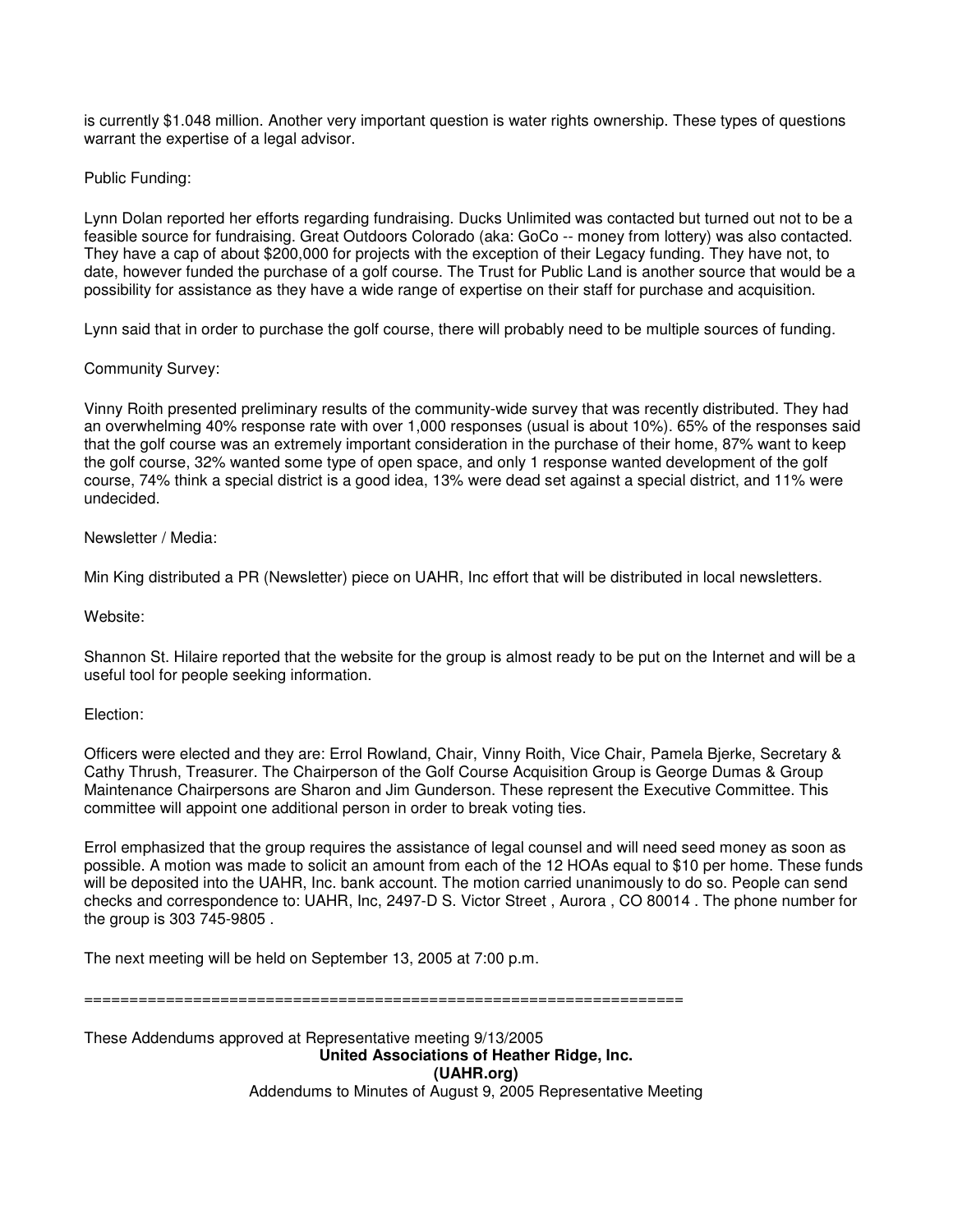is currently $1.048 million. Another very important question is water rights ownership. These types of questions warrant the expertise of a legal advisor.

Public Funding:

Lynn Dolan reported her efforts regarding fundraising. Ducks Unlimited was contacted but turned out not to be a feasible source for fundraising. Great Outdoors Colorado (aka: GoCo -- money from lottery) was also contacted. They have a cap of about $200,000 for projects with the exception of their Legacy funding. They have not, to date, however funded the purchase of a golf course. The Trust for Public Land is another source that would be a possibility for assistance as they have a wide range of expertise on their staff for purchase and acquisition.

Lynn said that in order to purchase the golf course, there will probably need to be multiple sources of funding.

Community Survey:

Vinny Roith presented preliminary results of the community-wide survey that was recently distributed. They had an overwhelming 40% response rate with over 1,000 responses (usual is about 10%). 65% of the responses said that the golf course was an extremely important consideration in the purchase of their home, 87% want to keep the golf course, 32% wanted some type of open space, and only 1 response wanted development of the golf course, 74% think a special district is a good idea, 13% were dead set against a special district, and 11% were undecided.

Newsletter / Media:

Min King distributed a PR (Newsletter) piece on UAHR, Inc effort that will be distributed in local newsletters.

Website:

Shannon St. Hilaire reported that the website for the group is almost ready to be put on the Internet and will be a useful tool for people seeking information.

Election:

Officers were elected and they are: Errol Rowland, Chair, Vinny Roith, Vice Chair, Pamela Bjerke, Secretary & Cathy Thrush, Treasurer. The Chairperson of the Golf Course Acquisition Group is George Dumas & Group Maintenance Chairpersons are Sharon and Jim Gunderson. These represent the Executive Committee. This committee will appoint one additional person in order to break voting ties.

Errol emphasized that the group requires the assistance of legal counsel and will need seed money as soon as possible. A motion was made to solicit an amount from each of the 12 HOAs equal to $10 per home. These funds will be deposited into the UAHR, Inc. bank account. The motion carried unanimously to do so. People can send checks and correspondence to: UAHR, Inc, 2497-D S. Victor Street , Aurora , CO 80014 . The phone number for the group is 303 745-9805 .

The next meeting will be held on September 13, 2005 at 7:00 p.m.

=================================================================

These Addendums approved at Representative meeting 9/13/2005

**United Associations of Heather Ridge, Inc.**

**(UAHR.org)**

Addendums to Minutes of August 9, 2005 Representative Meeting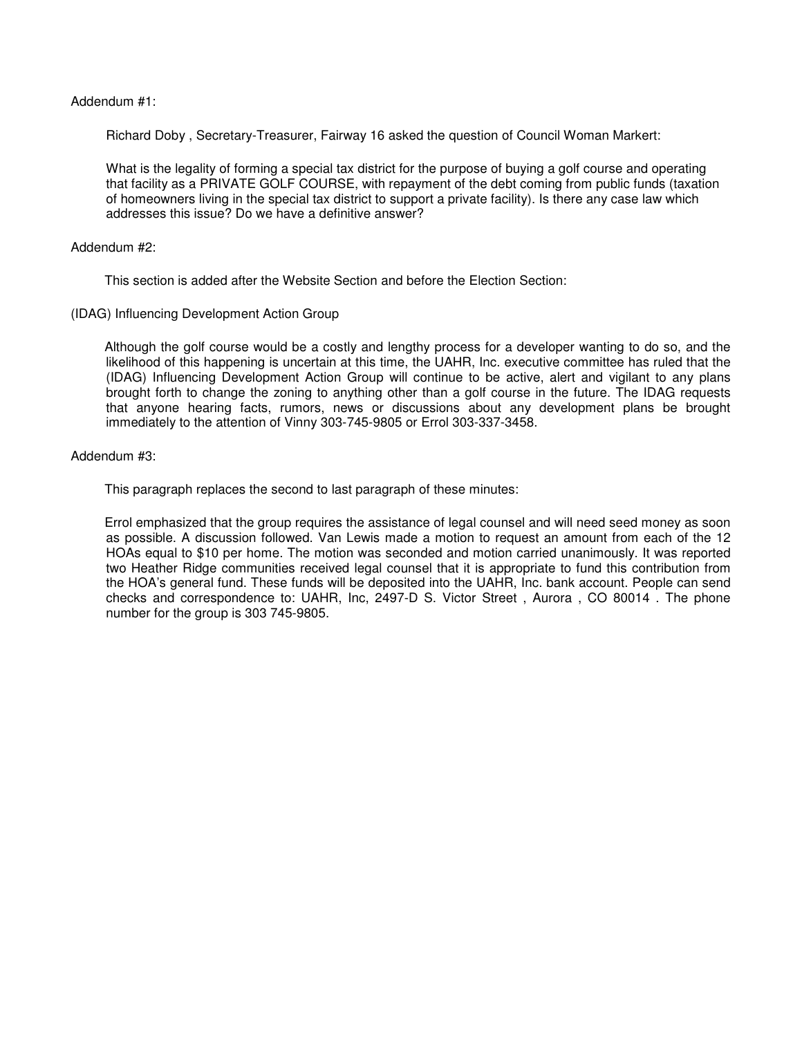Addendum #1:

Richard Doby , Secretary-Treasurer, Fairway 16 asked the question of Council Woman Markert:

What is the legality of forming a special tax district for the purpose of buying a golf course and operating that facility as a PRIVATE GOLF COURSE, with repayment of the debt coming from public funds (taxation of homeowners living in the special tax district to support a private facility). Is there any case law which addresses this issue? Do we have a definitive answer?

Addendum #2:

This section is added after the Website Section and before the Election Section:

(IDAG) Influencing Development Action Group

Although the golf course would be a costly and lengthy process for a developer wanting to do so, and the likelihood of this happening is uncertain at this time, the UAHR, Inc. executive committee has ruled that the (IDAG) Influencing Development Action Group will continue to be active, alert and vigilant to any plans brought forth to change the zoning to anything other than a golf course in the future. The IDAG requests that anyone hearing facts, rumors, news or discussions about any development plans be brought immediately to the attention of Vinny 303-745-9805 or Errol 303-337-3458.

Addendum #3:

This paragraph replaces the second to last paragraph of these minutes:

Errol emphasized that the group requires the assistance of legal counsel and will need seed money as soon as possible. A discussion followed. Van Lewis made a motion to request an amount from each of the 12 HOAs equal to $10 per home. The motion was seconded and motion carried unanimously. It was reported two Heather Ridge communities received legal counsel that it is appropriate to fund this contribution from the HOA's general fund. These funds will be deposited into the UAHR, Inc. bank account. People can send checks and correspondence to: UAHR, Inc, 2497-D S. Victor Street , Aurora , CO 80014 . The phone number for the group is 303 745-9805.